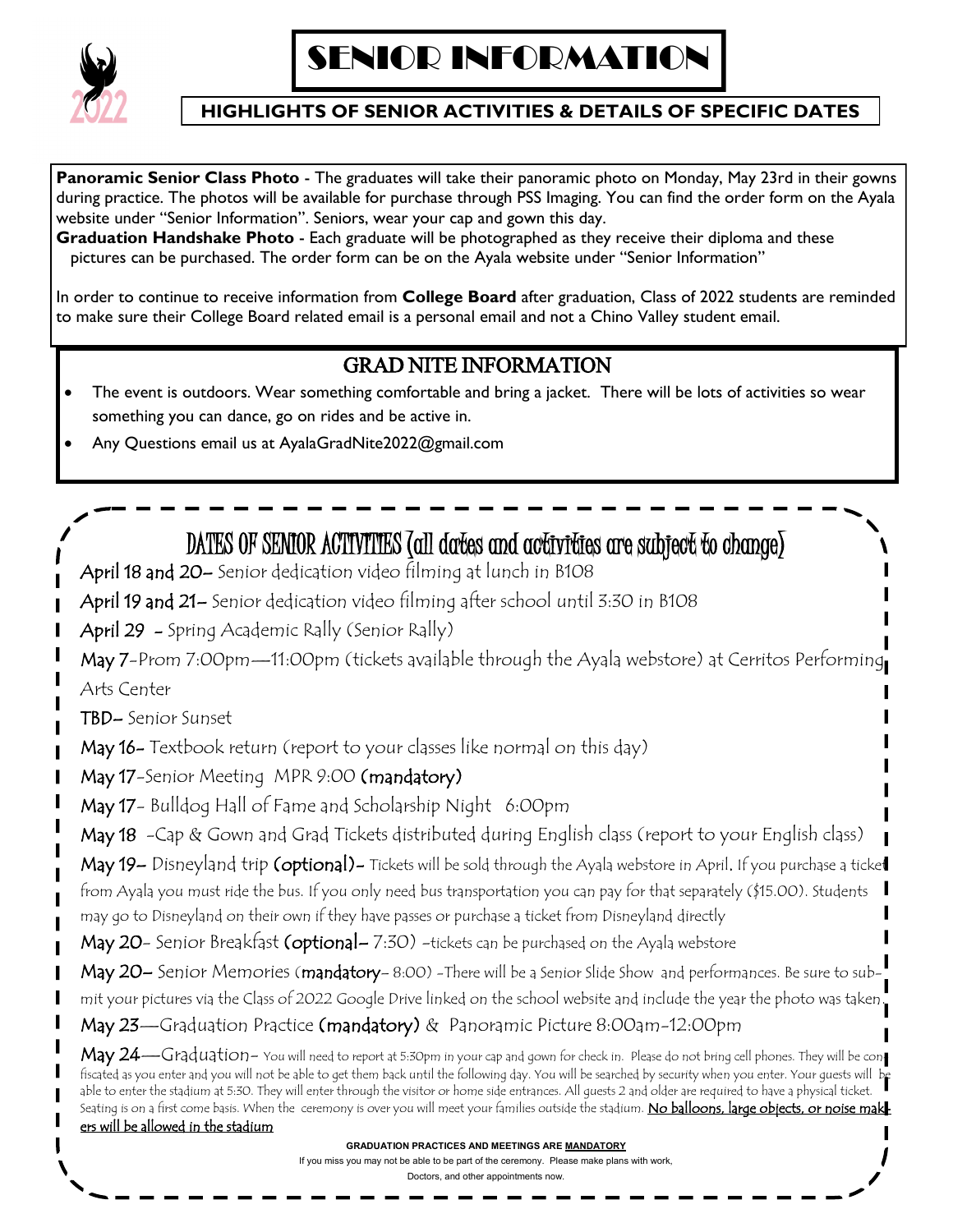# SENIOR INFORMATION

## HIGHLIGHTS OF SENIOR ACTIVITIES & DETAILS OF SPECIFIC DATES

**Panoramic Senior Class Photo** - The graduates will take their panoramic photo on Monday, May 23rd in their gowns during practice. The photos will be available for purchase through PSS Imaging. You can find the order form on the Ayala website under "Senior Information". Seniors, wear your cap and gown this day.

**Graduation Handshake Photo** - Each graduate will be photographed as they receive their diploma and these pictures can be purchased. The order form can be on the Ayala website under "Senior Information"

In order to continue to receive information from **College Board** after graduation, Class of 2022 students are reminded to make sure their College Board related email is a personal email and not a Chino Valley student email.

## GRAD NITE INFORMATION

- The event is outdoors. Wear something comfortable and bring a jacket. There will be lots of activities so wear something you can dance, go on rides and be active in.
- Any Questions email us at AyalaGradNite2022@gmail.com

## DATES OF SENIOR ACTIVITIES (all dates and activities are subject to change)

April 18 and 20– Senior dedication video filming at lunch in B108

April 19 and 21– Senior dedication video filming after school until 3:30 in B108

April 29 - Spring Academic Rally (Senior Rally)

May 7-Prom 7:00pm—11:00pm (tickets available through the Ayala webstore) at Cerritos Performing Arts Center

TBD– Senior Sunset

May 16- Textbook return (report to your classes like normal on this day)

May 17-Senior Meeting MPR 9:00 (mandatory)

May 17- Bulldog Hall of Fame and Scholarship Night 6:00pm

May 18 -Cap & Gown and Grad Tickets distributed during English class (report to your English class)

May 19– Disneyland trip (optional)- Tickets will be sold through the Ayala webstore in April. If you purchase a ticket from Ayala you must ride the bus. If you only need bus transportation you can pay for that separately ($15.00). Students may go to Disneyland on their own if they have passes or purchase a ticket from Disneyland directly

May 20- Senior Breakfast (optional– 7:30) -tickets can be purchased on the Ayala webstore

May 20– Senior Memories (mandatory- 8:00) -There will be a Senior Slide Show and performances. Be sure to submit your pictures via the Class of 2022 Google Drive linked on the school website and include the year the photo was taken.

May 23—Graduation Practice (mandatory) & Panoramic Picture 8:00am-12:00pm

May 24—Graduation- You will need to report at 5:30pm in your cap and gown for check in. Please do not bring cell phones. They will be confiscated as you enter and you will not be able to get them back until the following day. You will be searched by security when you enter. Your guests will be able to enter the stadium at 5:30. They will enter through the visitor or home side entrances. All guests 2 and older are required to have a physical ticket. Seating is on a first come basis. When the ceremony is over you will meet your families outside the stadium. <u>No balloons, large objects, or noise makers will be allowed in the stadium</u>

**GRADUATION PRACTICES AND MEETINGS ARE <u>MANDATORY</u>**

If you miss you may not be able to be part of the ceremony. Please make plans with work, Doctors, and other appointments now.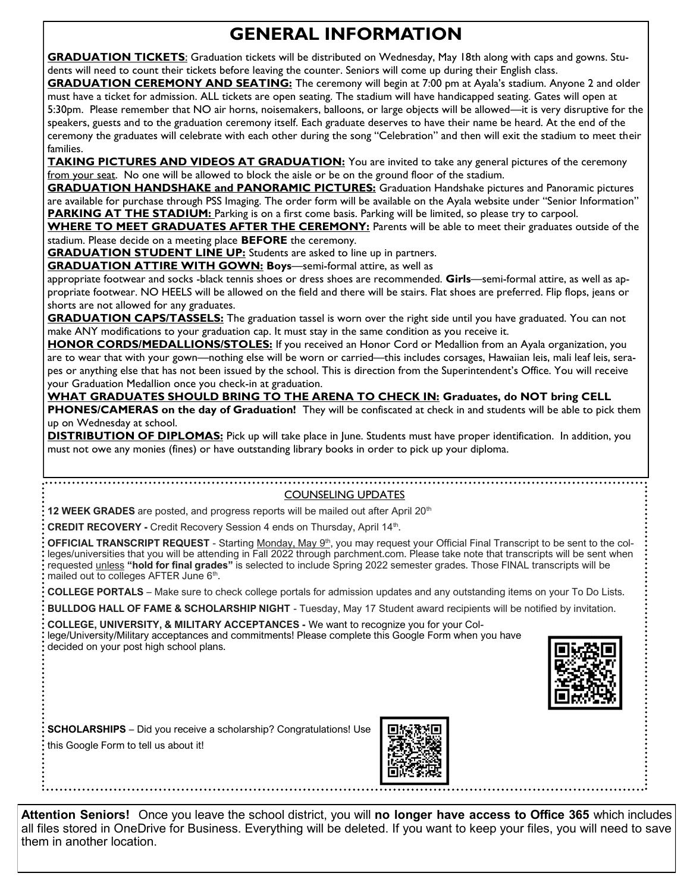# GENERAL INFORMATION

**GRADUATION TICKETS**: Graduation tickets will be distributed on Wednesday, May 18th along with caps and gowns. Students will need to count their tickets before leaving the counter. Seniors will come up during their English class.

**GRADUATION CEREMONY AND SEATING:** The ceremony will begin at 7:00 pm at Ayala's stadium. Anyone 2 and older must have a ticket for admission. ALL tickets are open seating. The stadium will have handicapped seating. Gates will open at 5:30pm. Please remember that NO air horns, noisemakers, balloons, or large objects will be allowed—it is very disruptive for the speakers, guests and to the graduation ceremony itself. Each graduate deserves to have their name be heard. At the end of the ceremony the graduates will celebrate with each other during the song "Celebration" and then will exit the stadium to meet their families.

**TAKING PICTURES AND VIDEOS AT GRADUATION:** You are invited to take any general pictures of the ceremony from your seat. No one will be allowed to block the aisle or be on the ground floor of the stadium.

**GRADUATION HANDSHAKE and PANORAMIC PICTURES:** Graduation Handshake pictures and Panoramic pictures are available for purchase through PSS Imaging. The order form will be available on the Ayala website under "Senior Information"

**PARKING AT THE STADIUM:** Parking is on a first come basis. Parking will be limited, so please try to carpool.

**WHERE TO MEET GRADUATES AFTER THE CEREMONY:** Parents will be able to meet their graduates outside of the stadium. Please decide on a meeting place **BEFORE** the ceremony.

**GRADUATION STUDENT LINE UP:** Students are asked to line up in partners.

**GRADUATION ATTIRE WITH GOWN:** **Boys**—semi-formal attire, as well as appropriate footwear and socks -black tennis shoes or dress shoes are recommended. **Girls**—semi-formal attire, as well as appropriate footwear. NO HEELS will be allowed on the field and there will be stairs. Flat shoes are preferred. Flip flops, jeans or shorts are not allowed for any graduates.

**GRADUATION CAPS/TASSELS:** The graduation tassel is worn over the right side until you have graduated. You can not make ANY modifications to your graduation cap. It must stay in the same condition as you receive it.

**HONOR CORDS/MEDALLIONS/STOLES:** If you received an Honor Cord or Medallion from an Ayala organization, you are to wear that with your gown—nothing else will be worn or carried—this includes corsages, Hawaiian leis, mali leaf leis, serapes or anything else that has not been issued by the school. This is direction from the Superintendent's Office. You will receive your Graduation Medallion once you check-in at graduation.

**WHAT GRADUATES SHOULD BRING TO THE ARENA TO CHECK IN: Graduates, do NOT bring CELL PHONES/CAMERAS on the day of Graduation!** They will be confiscated at check in and students will be able to pick them up on Wednesday at school.

**DISTRIBUTION OF DIPLOMAS:** Pick up will take place in June. Students must have proper identification. In addition, you must not owe any monies (fines) or have outstanding library books in order to pick up your diploma.

## COUNSELING UPDATES

**12 WEEK GRADES** are posted, and progress reports will be mailed out after April 20th

**CREDIT RECOVERY -** Credit Recovery Session 4 ends on Thursday, April 14th.

**OFFICIAL TRANSCRIPT REQUEST** - Starting Monday, May 9th, you may request your Official Final Transcript to be sent to the colleges/universities that you will be attending in Fall 2022 through parchment.com. Please take note that transcripts will be sent when requested unless **"hold for final grades"** is selected to include Spring 2022 semester grades. Those FINAL transcripts will be mailed out to colleges AFTER June 6th.

**COLLEGE PORTALS** – Make sure to check college portals for admission updates and any outstanding items on your To Do Lists.

**BULLDOG HALL OF FAME & SCHOLARSHIP NIGHT** - Tuesday, May 17 Student award recipients will be notified by invitation.

**COLLEGE, UNIVERSITY, & MILITARY ACCEPTANCES -** We want to recognize you for your College/University/Military acceptances and commitments! Please complete this Google Form when you have decided on your post high school plans.

**SCHOLARSHIPS** – Did you receive a scholarship? Congratulations! Use this Google Form to tell us about it!

**Attention Seniors!** Once you leave the school district, you will **no longer have access to Office 365** which includes all files stored in OneDrive for Business. Everything will be deleted. If you want to keep your files, you will need to save them in another location.